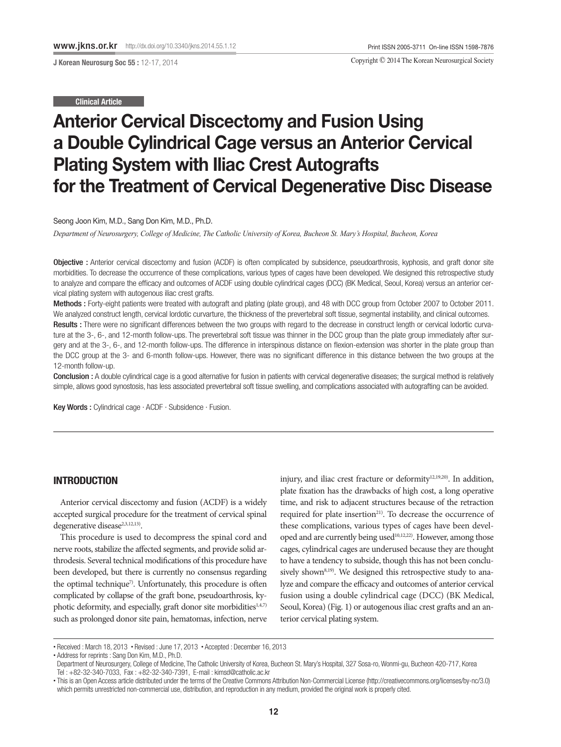Clinical Article

# Anterior Cervical Discectomy and Fusion Using a Double Cylindrical Cage versus an Anterior Cervical Plating System with Iliac Crest Autografts for the Treatment of Cervical Degenerative Disc Disease

Seong Joon Kim, M.D., Sang Don Kim, M.D., Ph.D.

*Department of Neurosurgery, College of Medicine, The Catholic University of Korea, Bucheon St. Mary's Hospital, Bucheon, Korea*

**Objective :** Anterior cervical discectomy and fusion (ACDF) is often complicated by subsidence, pseudoarthrosis, kyphosis, and graft donor site morbidities. To decrease the occurrence of these complications, various types of cages have been developed. We designed this retrospective study to analyze and compare the efficacy and outcomes of ACDF using double cylindrical cages (DCC) (BK Medical, Seoul, Korea) versus an anterior cervical plating system with autogenous iliac crest grafts.

**Methods :** Forty-eight patients were treated with autograft and plating (plate group), and 48 with DCC group from October 2007 to October 2011. We analyzed construct length, cervical lordotic curvarture, the thickness of the prevertebral soft tissue, segmental instability, and clinical outcomes.

**Results :** There were no significant differences between the two groups with regard to the decrease in construct length or cervical lodortic curvature at the 3-, 6-, and 12-month follow-ups. The prevertebral soft tissue was thinner in the DCC group than the plate group immediately after surgery and at the 3-, 6-, and 12-month follow-ups. The difference in interspinous distance on flexion-extension was shorter in the plate group than the DCC group at the 3- and 6-month follow-ups. However, there was no significant difference in this distance between the two groups at the 12-month follow-up.

**Conclusion :** A double cylindrical cage is a good alternative for fusion in patients with cervical degenerative diseases; the surgical method is relatively simple, allows good synostosis, has less associated prevertebral soft tissue swelling, and complications associated with autografting can be avoided.

**Key Words :** Cylindrical cage · ACDF · Subsidence · Fusion.

## INTRODUCTION

Anterior cervical discectomy and fusion (ACDF) is a widely accepted surgical procedure for the treatment of cervical spinal degenerative disease[2,3,12,13].

This procedure is used to decompress the spinal cord and nerve roots, stabilize the affected segments, and provide solid arthrodesis. Several technical modifications of this procedure have been developed, but there is currently no consensus regarding the optimal technique[7]. Unfortunately, this procedure is often complicated by collapse of the graft bone, pseudoarthrosis, kyphotic deformity, and especially, graft donor site morbidities[1,4,7] such as prolonged donor site pain, hematomas, infection, nerve injury, and iliac crest fracture or deformity[12,19,20]. In addition, plate fixation has the drawbacks of high cost, a long operative time, and risk to adjacent structures because of the retraction required for plate insertion[21]. To decrease the occurrence of these complications, various types of cages have been developed and are currently being used[10,12,22]. However, among those cages, cylindrical cages are underused because they are thought to have a tendency to subside, though this has not been conclusively shown[8,19]. We designed this retrospective study to analyze and compare the efficacy and outcomes of anterior cervical fusion using a double cylindrical cage (DCC) (BK Medical, Seoul, Korea) (Fig. 1) or autogenous iliac crest grafts and an anterior cervical plating system.

• Received : March 18, 2013 • Revised : June 17, 2013 • Accepted : December 16, 2013
• Address for reprints : Sang Don Kim, M.D., Ph.D.
Department of Neurosurgery, College of Medicine, The Catholic University of Korea, Bucheon St. Mary's Hospital, 327 Sosa-ro, Wonmi-gu, Bucheon 420-717, Korea
Tel : +82-32-340-7033, Fax : +82-32-340-7391, E-mail : kimsd@catholic.ac.kr
• This is an Open Access article distributed under the terms of the Creative Commons Attribution Non-Commercial License (http://creativecommons.org/licenses/by-nc/3.0) which permits unrestricted non-commercial use, distribution, and reproduction in any medium, provided the original work is properly cited.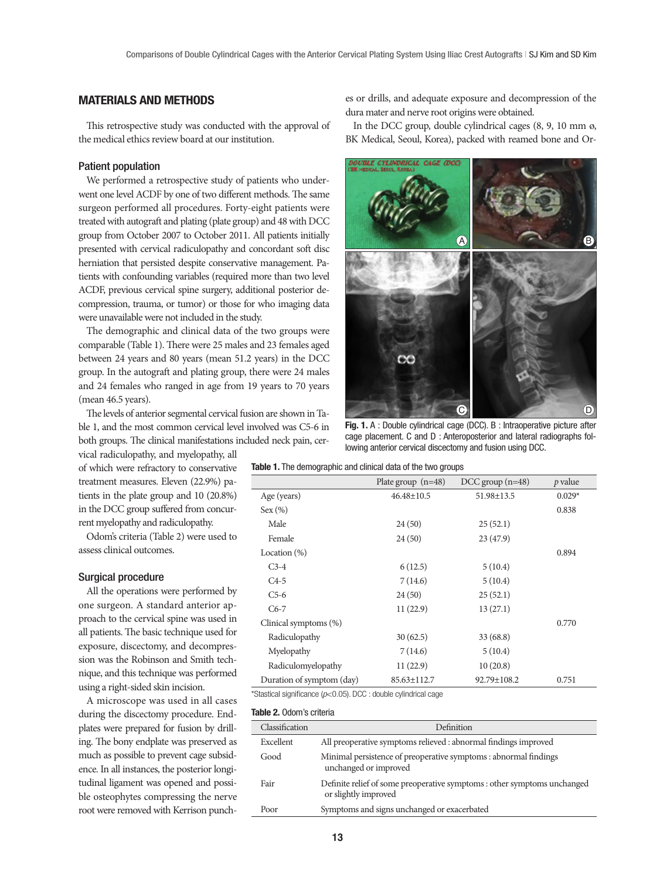## MATERIALS AND METHODS

This retrospective study was conducted with the approval of the medical ethics review board at our institution.

### Patient population

We performed a retrospective study of patients who underwent one level ACDF by one of two different methods. The same surgeon performed all procedures. Forty-eight patients were treated with autograft and plating (plate group) and 48 with DCC group from October 2007 to October 2011. All patients initially presented with cervical radiculopathy and concordant soft disc herniation that persisted despite conservative management. Patients with confounding variables (required more than two level ACDF, previous cervical spine surgery, additional posterior decompression, trauma, or tumor) or those for who imaging data were unavailable were not included in the study.

The demographic and clinical data of the two groups were comparable (Table 1). There were 25 males and 23 females aged between 24 years and 80 years (mean 51.2 years) in the DCC group. In the autograft and plating group, there were 24 males and 24 females who ranged in age from 19 years to 70 years (mean 46.5 years).

The levels of anterior segmental cervical fusion are shown in Table 1, and the most common cervical level involved was C5-6 in both groups. The clinical manifestations included neck pain, cervical radiculopathy, and myelopathy, all of which were refractory to conservative treatment measures. Eleven (22.9%) patients in the plate group and 10 (20.8%) in the DCC group suffered from concurrent myelopathy and radiculopathy.

Odom's criteria (Table 2) were used to assess clinical outcomes.

### Surgical procedure

All the operations were performed by one surgeon. A standard anterior approach to the cervical spine was used in all patients. The basic technique used for exposure, discectomy, and decompression was the Robinson and Smith technique, and this technique was performed using a right-sided skin incision.

A microscope was used in all cases during the discectomy procedure. Endplates were prepared for fusion by drilling. The bony endplate was preserved as much as possible to prevent cage subsidence. In all instances, the posterior longitudinal ligament was opened and possible osteophytes compressing the nerve root were removed with Kerrison punches or drills, and adequate exposure and decompression of the dura mater and nerve root origins were obtained.

In the DCC group, double cylindrical cages (8, 9, 10 mm ø, BK Medical, Seoul, Korea), packed with reamed bone and Or-

**Fig. 1.** A : Double cylindrical cage (DCC). B : Intraoperative picture after cage placement. C and D : Anteroposterior and lateral radiographs following anterior cervical discectomy and fusion using DCC.

**Table 1.** The demographic and clinical data of the two groups

| | Plate group (n=48) | DCC group (n=48) | *p* value |
|---|---|---|---|
| Age (years) | 46.48±10.5 | 51.98±13.5 | 0.029* |
| Sex (%) | | | 0.838 |
| Male | 24 (50) | 25 (52.1) | |
| Female | 24 (50) | 23 (47.9) | |
| Location (%) | | | 0.894 |
| C3-4 | 6 (12.5) | 5 (10.4) | |
| C4-5 | 7 (14.6) | 5 (10.4) | |
| C5-6 | 24 (50) | 25 (52.1) | |
| C6-7 | 11 (22.9) | 13 (27.1) | |
| Clinical symptoms (%) | | | 0.770 |
| Radiculopathy | 30 (62.5) | 33 (68.8) | |
| Myelopathy | 7 (14.6) | 5 (10.4) | |
| Radiculomyelopathy | 11 (22.9) | 10 (20.8) | |
| Duration of symptom (day) | 85.63±112.7 | 92.79±108.2 | 0.751 |

*Stastical significance ($p$<0.05). DCC : double cylindrical cage

**Table 2.** Odom's criteria

| Classification | Definition |
|---|---|
| Excellent | All preoperative symptoms relieved : abnormal findings improved |
| Good | Minimal persistence of preoperative symptoms : abnormal findings unchanged or improved |
| Fair | Definite relief of some preoperative symptoms : other symptoms unchanged or slightly improved |
| Poor | Symptoms and signs unchanged or exacerbated |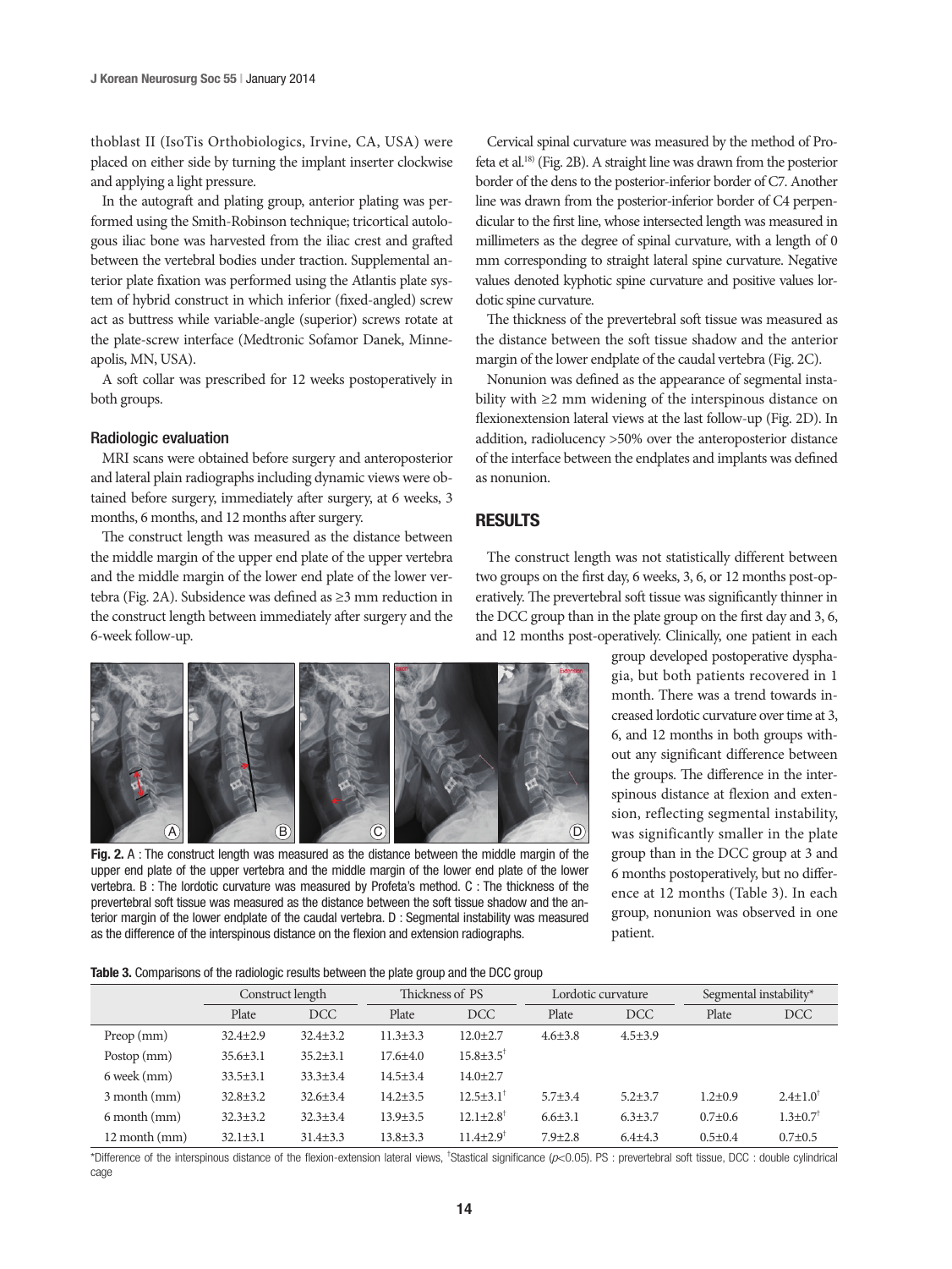thoblast II (IsoTis Orthobiologics, Irvine, CA, USA) were placed on either side by turning the implant inserter clockwise and applying a light pressure.

In the autograft and plating group, anterior plating was performed using the Smith-Robinson technique; tricortical autologous iliac bone was harvested from the iliac crest and grafted between the vertebral bodies under traction. Supplemental anterior plate fixation was performed using the Atlantis plate system of hybrid construct in which inferior (fixed-angled) screw act as buttress while variable-angle (superior) screws rotate at the plate-screw interface (Medtronic Sofamor Danek, Minneapolis, MN, USA).

A soft collar was prescribed for 12 weeks postoperatively in both groups.

### Radiologic evaluation

MRI scans were obtained before surgery and anteroposterior and lateral plain radiographs including dynamic views were obtained before surgery, immediately after surgery, at 6 weeks, 3 months, 6 months, and 12 months after surgery.

The construct length was measured as the distance between the middle margin of the upper end plate of the upper vertebra and the middle margin of the lower end plate of the lower vertebra (Fig. 2A). Subsidence was defined as ≥3 mm reduction in the construct length between immediately after surgery and the 6-week follow-up.

Cervical spinal curvature was measured by the method of Profeta et al.[18] (Fig. 2B). A straight line was drawn from the posterior border of the dens to the posterior-inferior border of C7. Another line was drawn from the posterior-inferior border of C4 perpendicular to the first line, whose intersected length was measured in millimeters as the degree of spinal curvature, with a length of 0 mm corresponding to straight lateral spine curvature. Negative values denoted kyphotic spine curvature and positive values lordotic spine curvature.

The thickness of the prevertebral soft tissue was measured as the distance between the soft tissue shadow and the anterior margin of the lower endplate of the caudal vertebra (Fig. 2C).

Nonunion was defined as the appearance of segmental instability with ≥2 mm widening of the interspinous distance on flexionextension lateral views at the last follow-up (Fig. 2D). In addition, radiolucency >50% over the anteroposterior distance of the interface between the endplates and implants was defined as nonunion.

## RESULTS

The construct length was not statistically different between two groups on the first day, 6 weeks, 3, 6, or 12 months post-operatively. The prevertebral soft tissue was significantly thinner in the DCC group than in the plate group on the first day and 3, 6, and 12 months post-operatively. Clinically, one patient in each group developed postoperative dysphagia, but both patients recovered in 1 month. There was a trend towards increased lordotic curvature over time at 3, 6, and 12 months in both groups without any significant difference between the groups. The difference in the interspinous distance at flexion and extension, reflecting segmental instability, was significantly smaller in the plate group than in the DCC group at 3 and 6 months postoperatively, but no difference at 12 months (Table 3). In each group, nonunion was observed in one patient.

Fig. 2. A : The construct length was measured as the distance between the middle margin of the upper end plate of the upper vertebra and the middle margin of the lower end plate of the lower vertebra. B : The lordotic curvature was measured by Profeta's method. C : The thickness of the prevertebral soft tissue was measured as the distance between the soft tissue shadow and the anterior margin of the lower endplate of the caudal vertebra. D : Segmental instability was measured as the difference of the interspinous distance on the flexion and extension radiographs.

**Table 3.** Comparisons of the radiologic results between the plate group and the DCC group

| | Construct length | | Thickness of PS | | Lordotic curvature | | Segmental instability* | |
|---|---|---|---|---|---|---|---|---|
| | Plate | DCC | Plate | DCC | Plate | DCC | Plate | DCC |
| Preop (mm) | 32.4±2.9 | 32.4±3.2 | 11.3±3.3 | 12.0±2.7 | 4.6±3.8 | 4.5±3.9 | | |
| Postop (mm) | 35.6±3.1 | 35.2±3.1 | 17.6±4.0 | 15.8±3.5† | | | | |
| 6 week (mm) | 33.5±3.1 | 33.3±3.4 | 14.5±3.4 | 14.0±2.7 | | | | |
| 3 month (mm) | 32.8±3.2 | 32.6±3.4 | 14.2±3.5 | 12.5±3.1† | 5.7±3.4 | 5.2±3.7 | 1.2±0.9 | 2.4±1.0† |
| 6 month (mm) | 32.3±3.2 | 32.3±3.4 | 13.9±3.5 | 12.1±2.8† | 6.6±3.1 | 6.3±3.7 | 0.7±0.6 | 1.3±0.7† |
| 12 month (mm) | 32.1±3.1 | 31.4±3.3 | 13.8±3.3 | 11.4±2.9† | 7.9±2.8 | 6.4±4.3 | 0.5±0.4 | 0.7±0.5 |

*Difference of the interspinous distance of the flexion-extension lateral views, †Stastical significance ($p$<0.05). PS : prevertebral soft tissue, DCC : double cylindrical cage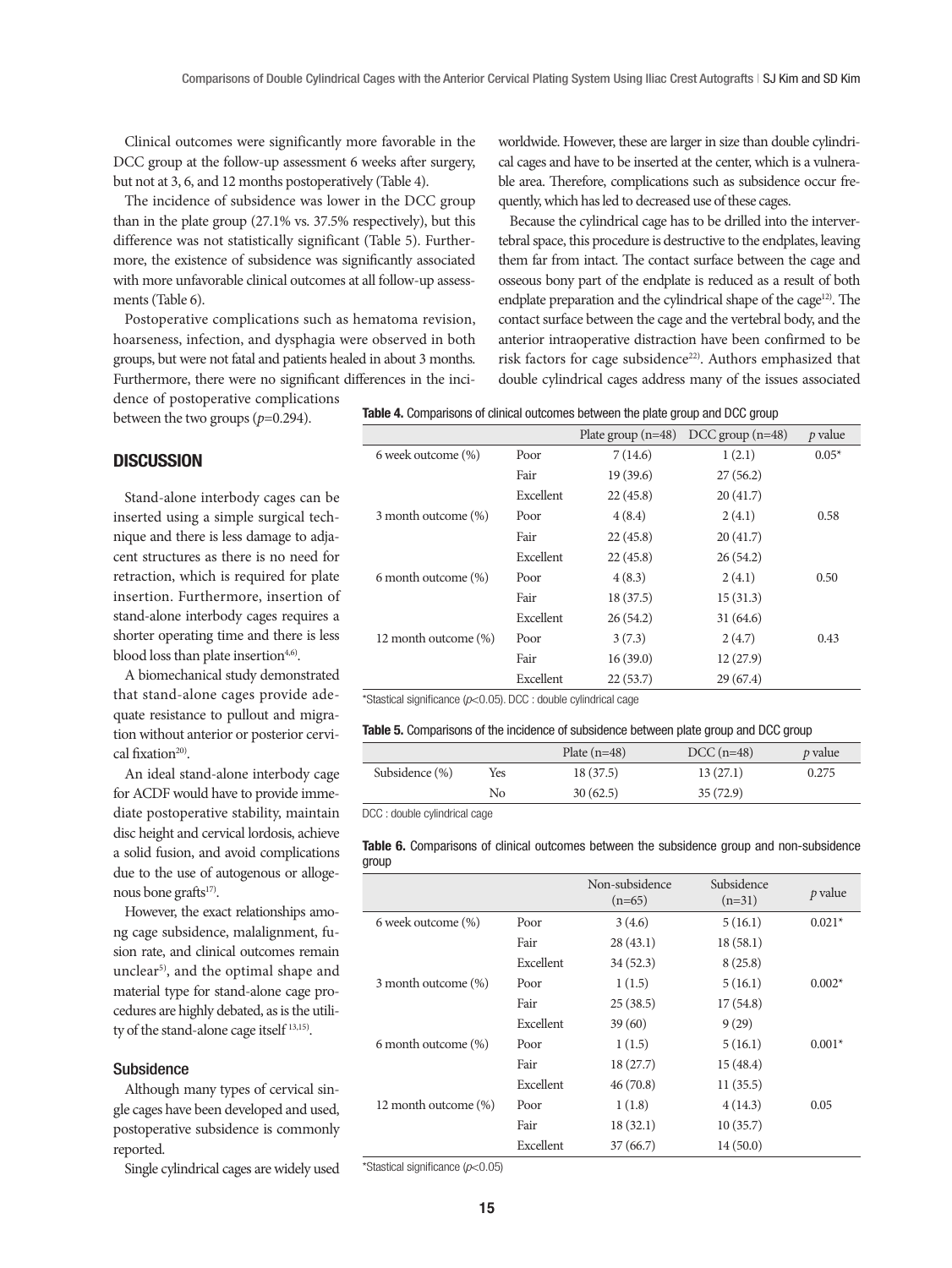Clinical outcomes were significantly more favorable in the DCC group at the follow-up assessment 6 weeks after surgery, but not at 3, 6, and 12 months postoperatively (Table 4).

The incidence of subsidence was lower in the DCC group than in the plate group (27.1% vs. 37.5% respectively), but this difference was not statistically significant (Table 5). Furthermore, the existence of subsidence was significantly associated with more unfavorable clinical outcomes at all follow-up assessments (Table 6).

Postoperative complications such as hematoma revision, hoarseness, infection, and dysphagia were observed in both groups, but were not fatal and patients healed in about 3 months. Furthermore, there were no significant differences in the incidence of postoperative complications between the two groups ($p$=0.294).

## DISCUSSION

Stand-alone interbody cages can be inserted using a simple surgical technique and there is less damage to adjacent structures as there is no need for retraction, which is required for plate insertion. Furthermore, insertion of stand-alone interbody cages requires a shorter operating time and there is less blood loss than plate insertion[4,6].

A biomechanical study demonstrated that stand-alone cages provide adequate resistance to pullout and migration without anterior or posterior cervical fixation[20].

An ideal stand-alone interbody cage for ACDF would have to provide immediate postoperative stability, maintain disc height and cervical lordosis, achieve a solid fusion, and avoid complications due to the use of autogenous or allogenous bone grafts[17].

However, the exact relationships among cage subsidence, malalignment, fusion rate, and clinical outcomes remain unclear[5], and the optimal shape and material type for stand-alone cage procedures are highly debated, as is the utility of the stand-alone cage itself[13,15].

### Subsidence

Although many types of cervical single cages have been developed and used, postoperative subsidence is commonly reported.

Single cylindrical cages are widely used worldwide. However, these are larger in size than double cylindrical cages and have to be inserted at the center, which is a vulnerable area. Therefore, complications such as subsidence occur frequently, which has led to decreased use of these cages.

Because the cylindrical cage has to be drilled into the intervertebral space, this procedure is destructive to the endplates, leaving them far from intact. The contact surface between the cage and osseous bony part of the endplate is reduced as a result of both endplate preparation and the cylindrical shape of the cage[12]. The contact surface between the cage and the vertebral body, and the anterior intraoperative distraction have been confirmed to be risk factors for cage subsidence[22]. Authors emphasized that double cylindrical cages address many of the issues associated

**Table 4.** Comparisons of clinical outcomes between the plate group and DCC group

| | | Plate group (n=48) | DCC group (n=48) | $p$ value |
|---|---|---|---|---|
| 6 week outcome (%) | Poor | 7 (14.6) | 1 (2.1) | 0.05* |
| | Fair | 19 (39.6) | 27 (56.2) | |
| | Excellent | 22 (45.8) | 20 (41.7) | |
| 3 month outcome (%) | Poor | 4 (8.4) | 2 (4.1) | 0.58 |
| | Fair | 22 (45.8) | 20 (41.7) | |
| | Excellent | 22 (45.8) | 26 (54.2) | |
| 6 month outcome (%) | Poor | 4 (8.3) | 2 (4.1) | 0.50 |
| | Fair | 18 (37.5) | 15 (31.3) | |
| | Excellent | 26 (54.2) | 31 (64.6) | |
| 12 month outcome (%) | Poor | 3 (7.3) | 2 (4.7) | 0.43 |
| | Fair | 16 (39.0) | 12 (27.9) | |
| | Excellent | 22 (53.7) | 29 (67.4) | |

*Stastical significance ($p$<0.05). DCC : double cylindrical cage

**Table 5.** Comparisons of the incidence of subsidence between plate group and DCC group

| | | Plate (n=48) | DCC (n=48) | $p$ value |
|---|---|---|---|---|
| Subsidence (%) | Yes | 18 (37.5) | 13 (27.1) | 0.275 |
| | No | 30 (62.5) | 35 (72.9) | |

DCC : double cylindrical cage

**Table 6.** Comparisons of clinical outcomes between the subsidence group and non-subsidence group

| | | Non-subsidence (n=65) | Subsidence (n=31) | $p$ value |
|---|---|---|---|---|
| 6 week outcome (%) | Poor | 3 (4.6) | 5 (16.1) | 0.021* |
| | Fair | 28 (43.1) | 18 (58.1) | |
| | Excellent | 34 (52.3) | 8 (25.8) | |
| 3 month outcome (%) | Poor | 1 (1.5) | 5 (16.1) | 0.002* |
| | Fair | 25 (38.5) | 17 (54.8) | |
| | Excellent | 39 (60) | 9 (29) | |
| 6 month outcome (%) | Poor | 1 (1.5) | 5 (16.1) | 0.001* |
| | Fair | 18 (27.7) | 15 (48.4) | |
| | Excellent | 46 (70.8) | 11 (35.5) | |
| 12 month outcome (%) | Poor | 1 (1.8) | 4 (14.3) | 0.05 |
| | Fair | 18 (32.1) | 10 (35.7) | |
| | Excellent | 37 (66.7) | 14 (50.0) | |

*Stastical significance ($p$<0.05)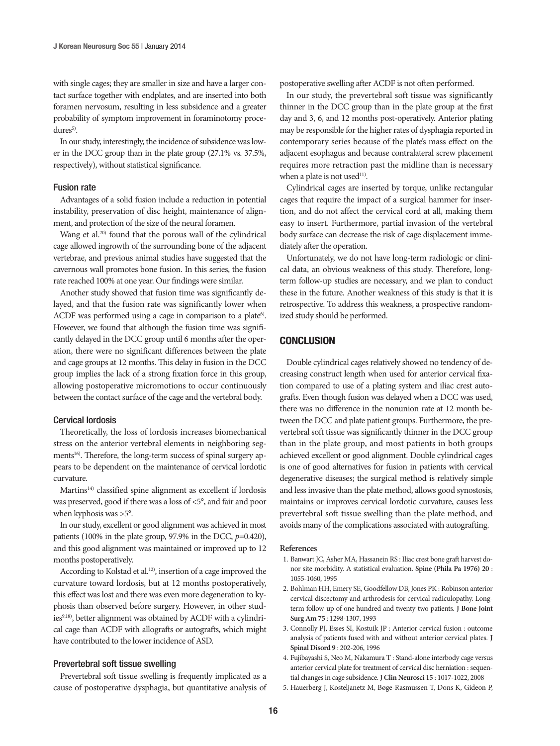with single cages; they are smaller in size and have a larger contact surface together with endplates, and are inserted into both foramen nervosum, resulting in less subsidence and a greater probability of symptom improvement in foraminotomy procedures[5].

In our study, interestingly, the incidence of subsidence was lower in the DCC group than in the plate group (27.1% vs. 37.5%, respectively), without statistical significance.

### Fusion rate

Advantages of a solid fusion include a reduction in potential instability, preservation of disc height, maintenance of alignment, and protection of the size of the neural foramen.

Wang et al.[20] found that the porous wall of the cylindrical cage allowed ingrowth of the surrounding bone of the adjacent vertebrae, and previous animal studies have suggested that the cavernous wall promotes bone fusion. In this series, the fusion rate reached 100% at one year. Our findings were similar.

Another study showed that fusion time was significantly delayed, and that the fusion rate was significantly lower when ACDF was performed using a cage in comparison to a plate[6]. However, we found that although the fusion time was significantly delayed in the DCC group until 6 months after the operation, there were no significant differences between the plate and cage groups at 12 months. This delay in fusion in the DCC group implies the lack of a strong fixation force in this group, allowing postoperative micromotions to occur continuously between the contact surface of the cage and the vertebral body.

### Cervical lordosis

Theoretically, the loss of lordosis increases biomechanical stress on the anterior vertebral elements in neighboring segments[16]. Therefore, the long-term success of spinal surgery appears to be dependent on the maintenance of cervical lordotic curvature.

Martins[14] classified spine alignment as excellent if lordosis was preserved, good if there was a loss of <5°, and fair and poor when kyphosis was >5°.

In our study, excellent or good alignment was achieved in most patients (100% in the plate group, 97.9% in the DCC, $p$=0.420), and this good alignment was maintained or improved up to 12 months postoperatively.

According to Kolstad et al.[12], insertion of a cage improved the curvature toward lordosis, but at 12 months postoperatively, this effect was lost and there was even more degeneration to kyphosis than observed before surgery. However, in other studies[9,18], better alignment was obtained by ACDF with a cylindrical cage than ACDF with allografts or autografts, which might have contributed to the lower incidence of ASD.

### Prevertebral soft tissue swelling

Prevertebral soft tissue swelling is frequently implicated as a cause of postoperative dysphagia, but quantitative analysis of postoperative swelling after ACDF is not often performed.

In our study, the prevertebral soft tissue was significantly thinner in the DCC group than in the plate group at the first day and 3, 6, and 12 months post-operatively. Anterior plating may be responsible for the higher rates of dysphagia reported in contemporary series because of the plate's mass effect on the adjacent esophagus and because contralateral screw placement requires more retraction past the midline than is necessary when a plate is not used[11].

Cylindrical cages are inserted by torque, unlike rectangular cages that require the impact of a surgical hammer for insertion, and do not affect the cervical cord at all, making them easy to insert. Furthermore, partial invasion of the vertebral body surface can decrease the risk of cage displacement immediately after the operation.

Unfortunately, we do not have long-term radiologic or clinical data, an obvious weakness of this study. Therefore, long-term follow-up studies are necessary, and we plan to conduct these in the future. Another weakness of this study is that it is retrospective. To address this weakness, a prospective randomized study should be performed.

## CONCLUSION

Double cylindrical cages relatively showed no tendency of decreasing construct length when used for anterior cervical fixation compared to use of a plating system and iliac crest autografts. Even though fusion was delayed when a DCC was used, there was no difference in the nonunion rate at 12 month between the DCC and plate patient groups. Furthermore, the prevertebral soft tissue was significantly thinner in the DCC group than in the plate group, and most patients in both groups achieved excellent or good alignment. Double cylindrical cages is one of good alternatives for fusion in patients with cervical degenerative diseases; the surgical method is relatively simple and less invasive than the plate method, allows good synostosis, maintains or improves cervical lordotic curvature, causes less prevertebral soft tissue swelling than the plate method, and avoids many of the complications associated with autografting.

#### References

1. Banwart JC, Asher MA, Hassanein RS : Iliac crest bone graft harvest donor site morbidity. A statistical evaluation. **Spine (Phila Pa 1976) 20** : 1055-1060, 1995
2. Bohlman HH, Emery SE, Goodfellow DB, Jones PK : Robinson anterior cervical discectomy and arthrodesis for cervical radiculopathy. Long-term follow-up of one hundred and twenty-two patients. **J Bone Joint Surg Am 75** : 1298-1307, 1993
3. Connolly PJ, Esses SI, Kostuik JP : Anterior cervical fusion : outcome analysis of patients fused with and without anterior cervical plates. **J Spinal Disord 9** : 202-206, 1996
4. Fujibayashi S, Neo M, Nakamura T : Stand-alone interbody cage versus anterior cervical plate for treatment of cervical disc herniation : sequential changes in cage subsidence. **J Clin Neurosci 15** : 1017-1022, 2008
5. Hauerberg J, Kosteljanetz M, Bøge-Rasmussen T, Dons K, Gideon P,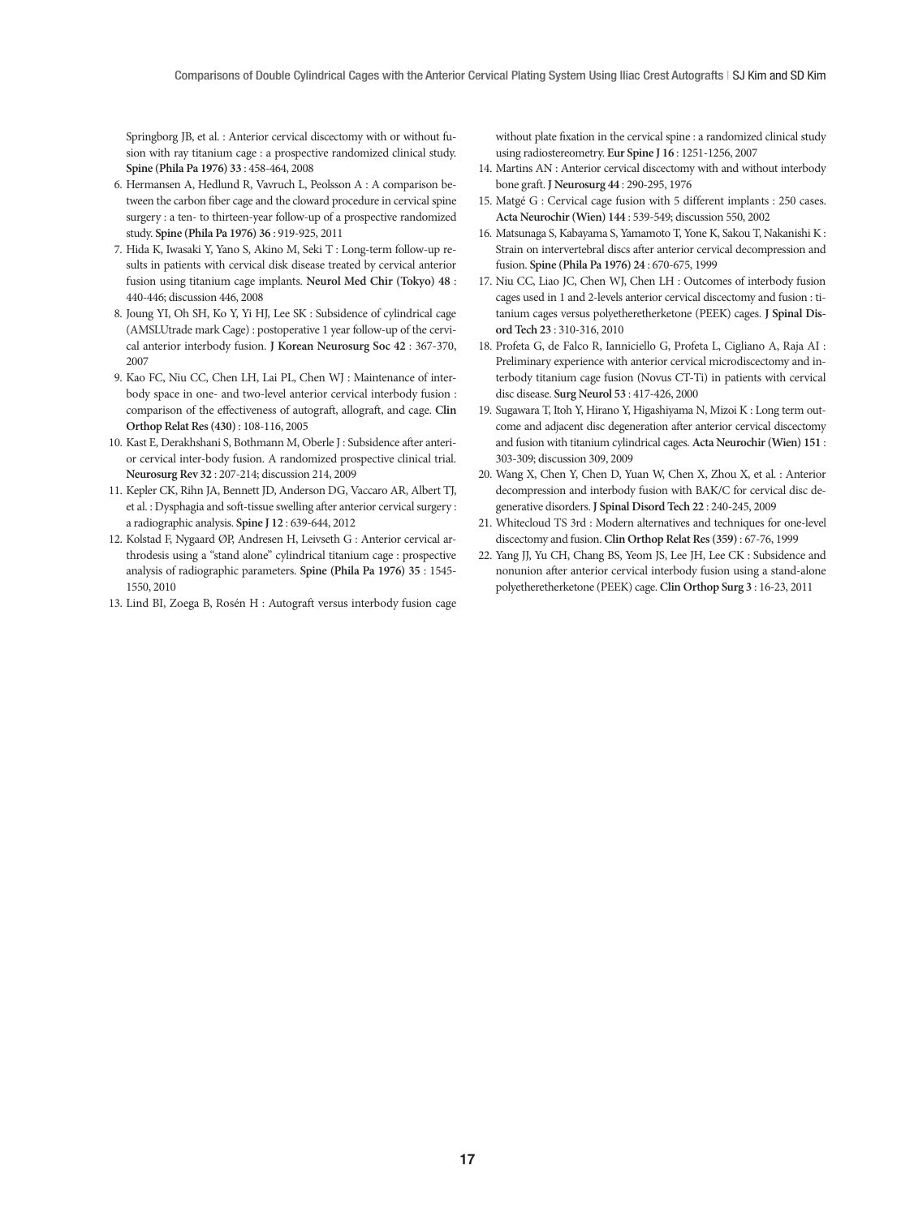Springborg JB, et al. : Anterior cervical discectomy with or without fusion with ray titanium cage : a prospective randomized clinical study. **Spine (Phila Pa 1976) 33** : 458-464, 2008

6. Hermansen A, Hedlund R, Vavruch L, Peolsson A : A comparison between the carbon fiber cage and the cloward procedure in cervical spine surgery : a ten- to thirteen-year follow-up of a prospective randomized study. **Spine (Phila Pa 1976) 36** : 919-925, 2011
7. Hida K, Iwasaki Y, Yano S, Akino M, Seki T : Long-term follow-up results in patients with cervical disk disease treated by cervical anterior fusion using titanium cage implants. **Neurol Med Chir (Tokyo) 48** : 440-446; discussion 446, 2008
8. Joung YI, Oh SH, Ko Y, Yi HJ, Lee SK : Subsidence of cylindrical cage (AMSLUtrade mark Cage) : postoperative 1 year follow-up of the cervical anterior interbody fusion. **J Korean Neurosurg Soc 42** : 367-370, 2007
9. Kao FC, Niu CC, Chen LH, Lai PL, Chen WJ : Maintenance of interbody space in one- and two-level anterior cervical interbody fusion : comparison of the effectiveness of autograft, allograft, and cage. **Clin Orthop Relat Res (430)** : 108-116, 2005
10. Kast E, Derakhshani S, Bothmann M, Oberle J : Subsidence after anterior cervical inter-body fusion. A randomized prospective clinical trial. **Neurosurg Rev 32** : 207-214; discussion 214, 2009
11. Kepler CK, Rihn JA, Bennett JD, Anderson DG, Vaccaro AR, Albert TJ, et al. : Dysphagia and soft-tissue swelling after anterior cervical surgery : a radiographic analysis. **Spine J 12** : 639-644, 2012
12. Kolstad F, Nygaard ØP, Andresen H, Leivseth G : Anterior cervical arthrodesis using a "stand alone" cylindrical titanium cage : prospective analysis of radiographic parameters. **Spine (Phila Pa 1976) 35** : 1545-1550, 2010
13. Lind BI, Zoega B, Rosén H : Autograft versus interbody fusion cage without plate fixation in the cervical spine : a randomized clinical study using radiostereometry. **Eur Spine J 16** : 1251-1256, 2007
14. Martins AN : Anterior cervical discectomy with and without interbody bone graft. **J Neurosurg 44** : 290-295, 1976
15. Matgé G : Cervical cage fusion with 5 different implants : 250 cases. **Acta Neurochir (Wien) 144** : 539-549; discussion 550, 2002
16. Matsunaga S, Kabayama S, Yamamoto T, Yone K, Sakou T, Nakanishi K : Strain on intervertebral discs after anterior cervical decompression and fusion. **Spine (Phila Pa 1976) 24** : 670-675, 1999
17. Niu CC, Liao JC, Chen WJ, Chen LH : Outcomes of interbody fusion cages used in 1 and 2-levels anterior cervical discectomy and fusion : titanium cages versus polyetheretherketone (PEEK) cages. **J Spinal Disord Tech 23** : 310-316, 2010
18. Profeta G, de Falco R, Ianniciello G, Profeta L, Cigliano A, Raja AI : Preliminary experience with anterior cervical microdiscectomy and interbody titanium cage fusion (Novus CT-Ti) in patients with cervical disc disease. **Surg Neurol 53** : 417-426, 2000
19. Sugawara T, Itoh Y, Hirano Y, Higashiyama N, Mizoi K : Long term outcome and adjacent disc degeneration after anterior cervical discectomy and fusion with titanium cylindrical cages. **Acta Neurochir (Wien) 151** : 303-309; discussion 309, 2009
20. Wang X, Chen Y, Chen D, Yuan W, Chen X, Zhou X, et al. : Anterior decompression and interbody fusion with BAK/C for cervical disc degenerative disorders. **J Spinal Disord Tech 22** : 240-245, 2009
21. Whitecloud TS 3rd : Modern alternatives and techniques for one-level discectomy and fusion. **Clin Orthop Relat Res (359)** : 67-76, 1999
22. Yang JJ, Yu CH, Chang BS, Yeom JS, Lee JH, Lee CK : Subsidence and nonunion after anterior cervical interbody fusion using a stand-alone polyetheretherketone (PEEK) cage. **Clin Orthop Surg 3** : 16-23, 2011